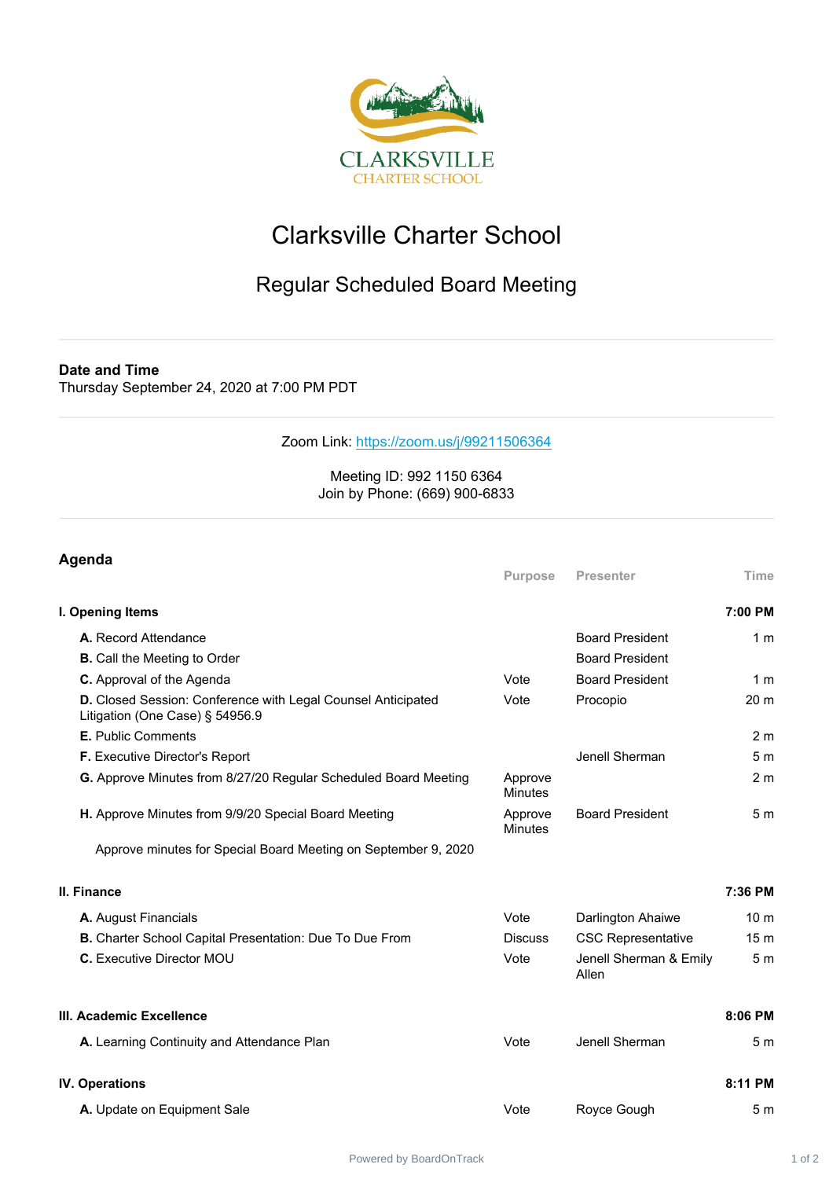# Clarksville Charter School

## Regular Scheduled Board Meeting

---

**Date and Time**
Thursday September 24, 2020 at 7:00 PM PDT

---

Zoom Link: https://zoom.us/j/99211506364

Meeting ID: 992 1150 6364
Join by Phone: (669) 900-6833

---

## Agenda

| | Purpose | Presenter | Time |
|---|---|---|---|
| **I. Opening Items** | | | **7:00 PM** |
| **A.** Record Attendance | | Board President | 1 m |
| **B.** Call the Meeting to Order | | Board President | |
| **C.** Approval of the Agenda | Vote | Board President | 1 m |
| **D.** Closed Session: Conference with Legal Counsel Anticipated Litigation (One Case) § 54956.9 | Vote | Procopio | 20 m |
| **E.** Public Comments | | | 2 m |
| **F.** Executive Director's Report | | Jenell Sherman | 5 m |
| **G.** Approve Minutes from 8/27/20 Regular Scheduled Board Meeting | Approve Minutes | | 2 m |
| **H.** Approve Minutes from 9/9/20 Special Board Meeting | Approve Minutes | Board President | 5 m |
| Approve minutes for Special Board Meeting on September 9, 2020 | | | |
| **II. Finance** | | | **7:36 PM** |
| **A.** August Financials | Vote | Darlington Ahaiwe | 10 m |
| **B.** Charter School Capital Presentation: Due To Due From | Discuss | CSC Representative | 15 m |
| **C.** Executive Director MOU | Vote | Jenell Sherman & Emily Allen | 5 m |
| **III. Academic Excellence** | | | **8:06 PM** |
| **A.** Learning Continuity and Attendance Plan | Vote | Jenell Sherman | 5 m |
| **IV. Operations** | | | **8:11 PM** |
| **A.** Update on Equipment Sale | Vote | Royce Gough | 5 m |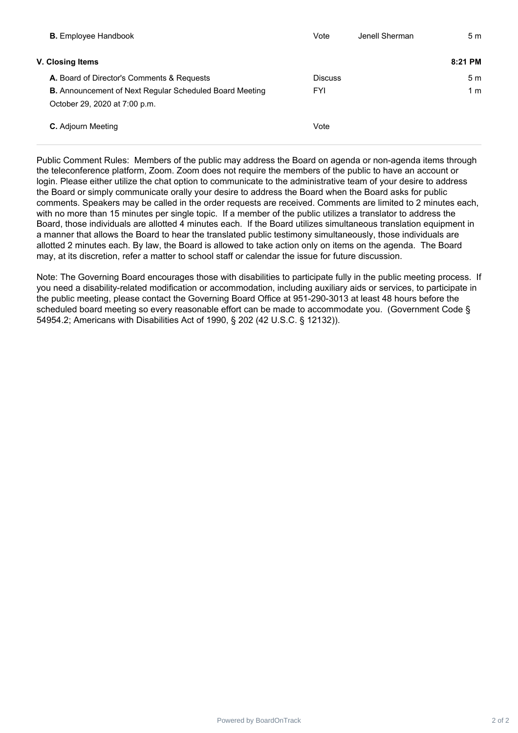| | | | |
|---|---|---|---|
| **B.** Employee Handbook | Vote | Jenell Sherman | 5 m |
| **V. Closing Items** | | | **8:21 PM** |
| **A.** Board of Director's Comments & Requests | Discuss | | 5 m |
| **B.** Announcement of Next Regular Scheduled Board Meeting<br>October 29, 2020 at 7:00 p.m. | FYI | | 1 m |
| **C.** Adjourn Meeting | Vote | | |

Public Comment Rules: Members of the public may address the Board on agenda or non-agenda items through the teleconference platform, Zoom. Zoom does not require the members of the public to have an account or login. Please either utilize the chat option to communicate to the administrative team of your desire to address the Board or simply communicate orally your desire to address the Board when the Board asks for public comments. Speakers may be called in the order requests are received. Comments are limited to 2 minutes each, with no more than 15 minutes per single topic. If a member of the public utilizes a translator to address the Board, those individuals are allotted 4 minutes each. If the Board utilizes simultaneous translation equipment in a manner that allows the Board to hear the translated public testimony simultaneously, those individuals are allotted 2 minutes each. By law, the Board is allowed to take action only on items on the agenda. The Board may, at its discretion, refer a matter to school staff or calendar the issue for future discussion.

Note: The Governing Board encourages those with disabilities to participate fully in the public meeting process. If you need a disability-related modification or accommodation, including auxiliary aids or services, to participate in the public meeting, please contact the Governing Board Office at 951-290-3013 at least 48 hours before the scheduled board meeting so every reasonable effort can be made to accommodate you. (Government Code § 54954.2; Americans with Disabilities Act of 1990, § 202 (42 U.S.C. § 12132)).